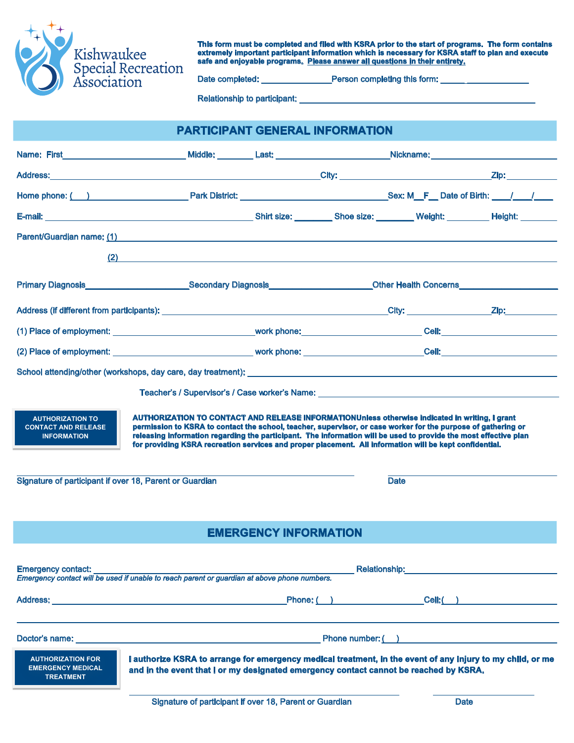Kishwaukee Special Recreation Association

**This form must be completed and filed with KSRA prior to the start of programs. The form contains extremely important participant information which is necessary for KSRA staff to plan and execute safe and enjoyable programs. Please answer all questions in their entirety.**

Date completed: _______________ Person completing this form: _______________

Relationship to participant: _______________________________________________

## PARTICIPANT GENERAL INFORMATION

Name: First__________________________ Middle: ________ Last: ________________________ Nickname: ___________________________

Address: _______________________________________________________ City: _______________________________ Zip: ___________

Home phone: (___) _____________________ Park District: _______________________________ Sex: M__ F__ Date of Birth: ____/____/____

E-mail: ____________________________________________ Shirt size: ________ Shoe size: ________ Weight: _________ Height: ________

Parent/Guardian name: (1) ____________________________________________________________________________

(2) ____________________________________________________________________________

Primary Diagnosis______________________ Secondary Diagnosis_____________________ Other Health Concerns____________________

Address (if different from participants): _______________________________________________ City: __________________ Zip: ___________

(1) Place of employment: ______________________________ work phone: _________________________ Cell: _________________________

(2) Place of employment: ______________________________ work phone: _________________________ Cell: _________________________

School attending/other (workshops, day care, day treatment): ________________________________________________________________

Teacher's / Supervisor's / Case worker's Name: ___________________________________________________

**AUTHORIZATION TO CONTACT AND RELEASE INFORMATION**

**AUTHORIZATION TO CONTACT AND RELEASE INFORMATION Unless otherwise indicated in writing, I grant permission to KSRA to contact the school, teacher, supervisor, or case worker for the purpose of gathering or releasing information regarding the participant. The information will be used to provide the most effective plan for providing KSRA recreation services and proper placement. All information will be kept confidential.**

_________________________________________________________ _________________________

Signature of participant if over 18, Parent or Guardian Date

## EMERGENCY INFORMATION

Emergency contact: ______________________________________________________ Relationship: _______________________________

*Emergency contact will be used if unable to reach parent or guardian at above phone numbers.*

Address: _________________________________________________ Phone: (___) ____________________ Cell: (___) ____________________

_________________________________________________________________________________________________________________

Doctor's name: _____________________________________________________ Phone number: (___) _______________________________

**AUTHORIZATION FOR EMERGENCY MEDICAL TREATMENT**

**I authorize KSRA to arrange for emergency medical treatment, in the event of any injury to my child, or me and in the event that I or my designated emergency contact cannot be reached by KSRA.**

_________________________________________________________ _________________________

Signature of participant if over 18, Parent or Guardian Date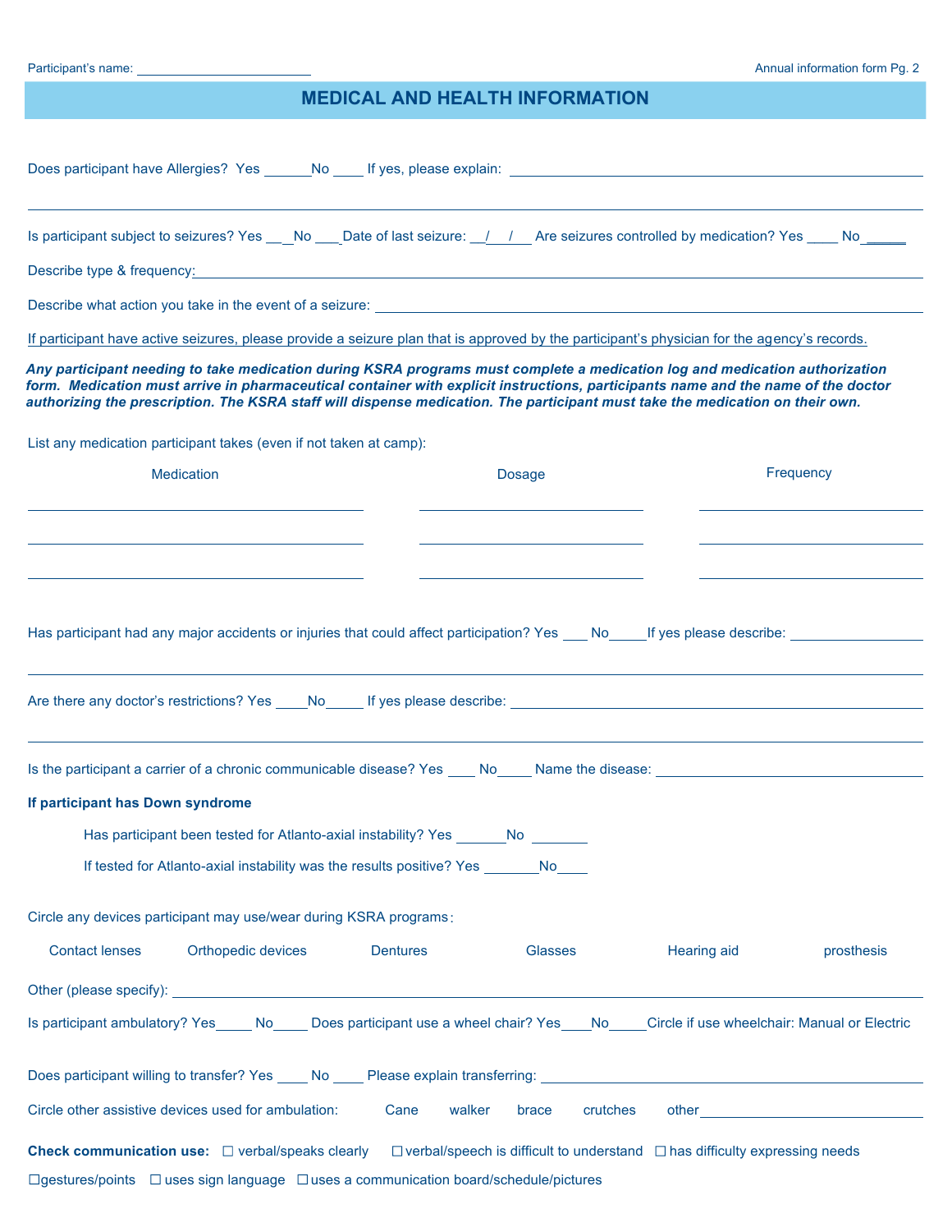Participant's name: ______________________

# MEDICAL AND HEALTH INFORMATION

Does participant have Allergies? Yes ______No ____ If yes, please explain: ______________________________________________

______________________________________________________________________________

Is participant subject to seizures? Yes ____No ___Date of last seizure: __/__/__ Are seizures controlled by medication? Yes ____ No _____

Describe type & frequency: ______________________________________________________________

Describe what action you take in the event of a seizure: ____________________________________________

If participant have active seizures, please provide a seizure plan that is approved by the participant's physician for the agency's records.

***Any participant needing to take medication during KSRA programs must complete a medication log and medication authorization form. Medication must arrive in pharmaceutical container with explicit instructions, participants name and the name of the doctor authorizing the prescription. The KSRA staff will dispense medication. The participant must take the medication on their own.***

List any medication participant takes (even if not taken at camp):

| Medication | Dosage | Frequency |
|---|---|---|
| | | |
| | | |
| | | |

Has participant had any major accidents or injuries that could affect participation? Yes ___ No_____If yes please describe: ____________

______________________________________________________________________________

Are there any doctor's restrictions? Yes ____No_____ If yes please describe: ______________________________________

______________________________________________________________________________

Is the participant a carrier of a chronic communicable disease? Yes ____ No_____ Name the disease: __________________________

**If participant has Down syndrome**

Has participant been tested for Atlanto-axial instability? Yes _______No _______

If tested for Atlanto-axial instability was the results positive? Yes _______No____

Circle any devices participant may use/wear during KSRA programs:

Contact lenses    Orthopedic devices    Dentures    Glasses    Hearing aid    prosthesis

Other (please specify): ______________________________________________________________

Is participant ambulatory? Yes_____ No_____ Does participant use a wheel chair? Yes____No_____Circle if use wheelchair: Manual or Electric

Does participant willing to transfer? Yes ____ No ____ Please explain transferring: ________________________________

Circle other assistive devices used for ambulation:    Cane    walker    brace    crutches    other______________________

**Check communication use:** ☐ verbal/speaks clearly ☐ verbal/speech is difficult to understand ☐ has difficulty expressing needs

☐ gestures/points ☐ uses sign language ☐ uses a communication board/schedule/pictures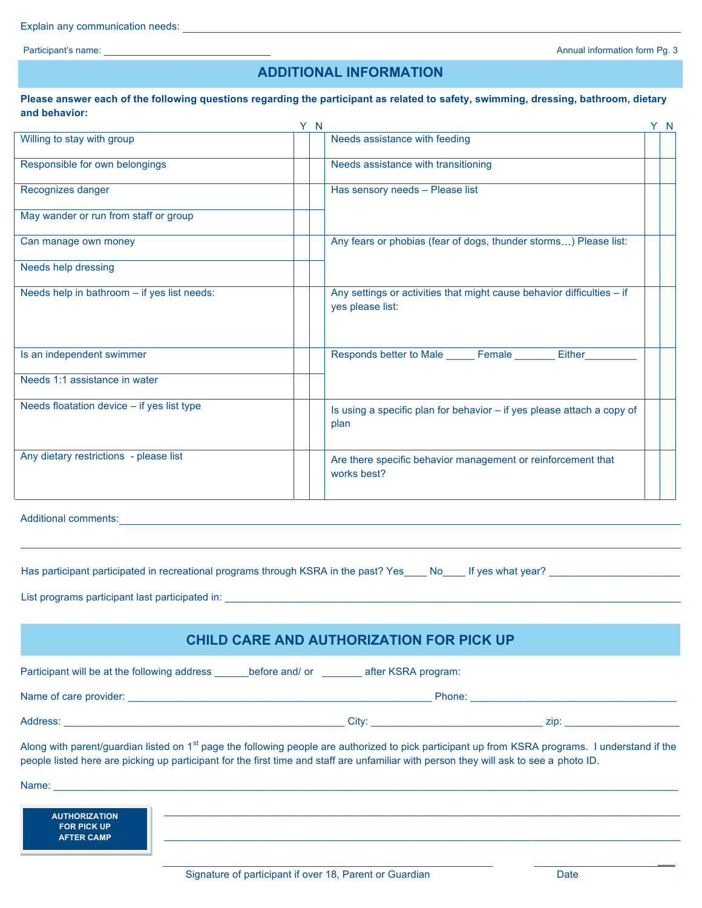Explain any communication needs: ___________________________________________________________________________

Participant's name: ______________________________

## ADDITIONAL INFORMATION

**Please answer each of the following questions regarding the participant as related to safety, swimming, dressing, bathroom, dietary and behavior:**

| | Y | N | | Y | N |
|---|---|---|---|---|---|
| Willing to stay with group | | | Needs assistance with feeding | | |
| Responsible for own belongings | | | Needs assistance with transitioning | | |
| Recognizes danger | | | Has sensory needs – Please list | | |
| May wander or run from staff or group | | | | | |
| Can manage own money | | | Any fears or phobias (fear of dogs, thunder storms…) Please list: | | |
| Needs help dressing | | | | | |
| Needs help in bathroom – if yes list needs: | | | Any settings or activities that might cause behavior difficulties – if yes please list: | | |
| Is an independent swimmer | | | Responds better to Male _____ Female _______ Either_________ | | |
| Needs 1:1 assistance in water | | | | | |
| Needs floatation device – if yes list type | | | Is using a specific plan for behavior – if yes please attach a copy of plan | | |
| Any dietary restrictions - please list | | | Are there specific behavior management or reinforcement that works best? | | |

Additional comments:___________________________________________________________________________

___________________________________________________________________________

Has participant participated in recreational programs through KSRA in the past? Yes____ No____ If yes what year? _______________________

List programs participant last participated in: ___________________________________________________________________________

## CHILD CARE AND AUTHORIZATION FOR PICK UP

Participant will be at the following address ______before and/ or _______ after KSRA program:

Name of care provider: ____________________________________________________ Phone: ___________________________________

Address: _________________________________________________ City: _____________________________ zip: ____________________

Along with parent/guardian listed on 1st page the following people are authorized to pick participant up from KSRA programs. I understand if the people listed here are picking up participant for the first time and staff are unfamiliar with person they will ask to see a photo ID.

Name: ___________________________________________________________________________

**AUTHORIZATION FOR PICK UP AFTER CAMP**

___________________________________________________________________________

___________________________________________________________________________

_________________________________________________ ________________________

Signature of participant if over 18, Parent or Guardian Date